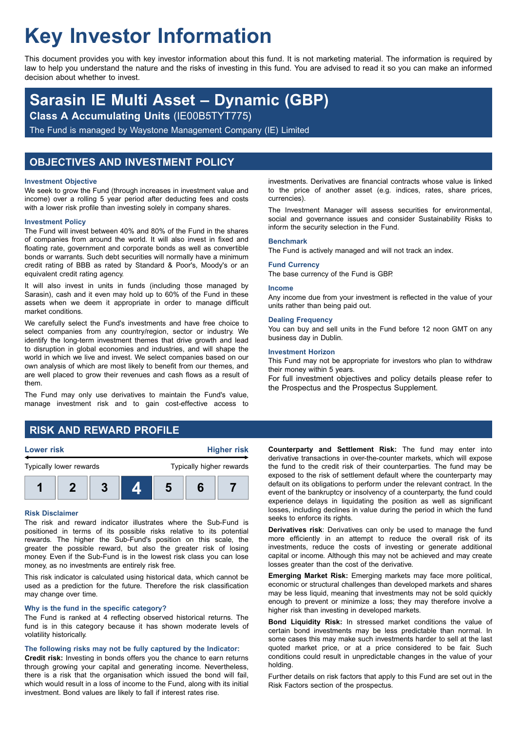# Key Investor Information

This document provides you with key investor information about this fund. It is not marketing material. The information is required by law to help you understand the nature and the risks of investing in this fund. You are advised to read it so you can make an informed decision about whether to invest.

## Sarasin IE Multi Asset – Dynamic (GBP)

**Class A Accumulating Units** (IE00B5TYT775)

The Fund is managed by Waystone Management Company (IE) Limited

## OBJECTIVES AND INVESTMENT POLICY

### Investment Objective

We seek to grow the Fund (through increases in investment value and income) over a rolling 5 year period after deducting fees and costs with a lower risk profile than investing solely in company shares.

### Investment Policy

The Fund will invest between 40% and 80% of the Fund in the shares of companies from around the world. It will also invest in fixed and floating rate, government and corporate bonds as well as convertible bonds or warrants. Such debt securities will normally have a minimum credit rating of BBB as rated by Standard & Poor's, Moody's or an equivalent credit rating agency.

It will also invest in units in funds (including those managed by Sarasin), cash and it even may hold up to 60% of the Fund in these assets when we deem it appropriate in order to manage difficult market conditions.

We carefully select the Fund's investments and have free choice to select companies from any country/region, sector or industry. We identify the long-term investment themes that drive growth and lead to disruption in global economies and industries, and will shape the world in which we live and invest. We select companies based on our own analysis of which are most likely to benefit from our themes, and are well placed to grow their revenues and cash flows as a result of them.

The Fund may only use derivatives to maintain the Fund's value, manage investment risk and to gain cost-effective access to investments. Derivatives are financial contracts whose value is linked to the price of another asset (e.g. indices, rates, share prices, currencies).

The Investment Manager will assess securities for environmental, social and governance issues and consider Sustainability Risks to inform the security selection in the Fund.

### Benchmark

The Fund is actively managed and will not track an index.

### Fund Currency

The base currency of the Fund is GBP.

### Income

Any income due from your investment is reflected in the value of your units rather than being paid out.

### Dealing Frequency

You can buy and sell units in the Fund before 12 noon GMT on any business day in Dublin.

### Investment Horizon

This Fund may not be appropriate for investors who plan to withdraw their money within 5 years.

For full investment objectives and policy details please refer to the Prospectus and the Prospectus Supplement.

## RISK AND REWARD PROFILE

**Lower risk** ← → **Higher risk**

Typically lower rewards — Typically higher rewards

| 1 | 2 | 3 | **4** | 5 | 6 | 7 |
|---|---|---|---|---|---|---|

### Risk Disclaimer

The risk and reward indicator illustrates where the Sub-Fund is positioned in terms of its possible risks relative to its potential rewards. The higher the Sub-Fund's position on this scale, the greater the possible reward, but also the greater risk of losing money. Even if the Sub-Fund is in the lowest risk class you can lose money, as no investments are entirely risk free.

This risk indicator is calculated using historical data, which cannot be used as a prediction for the future. Therefore the risk classification may change over time.

### Why is the fund in the specific category?

The Fund is ranked at 4 reflecting observed historical returns. The fund is in this category because it has shown moderate levels of volatility historically.

### The following risks may not be fully captured by the Indicator:

**Credit risk:** Investing in bonds offers you the chance to earn returns through growing your capital and generating income. Nevertheless, there is a risk that the organisation which issued the bond will fail, which would result in a loss of income to the Fund, along with its initial investment. Bond values are likely to fall if interest rates rise.

**Counterparty and Settlement Risk:** The fund may enter into derivative transactions in over-the-counter markets, which will expose the fund to the credit risk of their counterparties. The fund may be exposed to the risk of settlement default where the counterparty may default on its obligations to perform under the relevant contract. In the event of the bankruptcy or insolvency of a counterparty, the fund could experience delays in liquidating the position as well as significant losses, including declines in value during the period in which the fund seeks to enforce its rights.

**Derivatives risk**: Derivatives can only be used to manage the fund more efficiently in an attempt to reduce the overall risk of its investments, reduce the costs of investing or generate additional capital or income. Although this may not be achieved and may create losses greater than the cost of the derivative.

**Emerging Market Risk:** Emerging markets may face more political, economic or structural challenges than developed markets and shares may be less liquid, meaning that investments may not be sold quickly enough to prevent or minimize a loss; they may therefore involve a higher risk than investing in developed markets.

**Bond Liquidity Risk:** In stressed market conditions the value of certain bond investments may be less predictable than normal. In some cases this may make such investments harder to sell at the last quoted market price, or at a price considered to be fair. Such conditions could result in unpredictable changes in the value of your holding.

Further details on risk factors that apply to this Fund are set out in the Risk Factors section of the prospectus.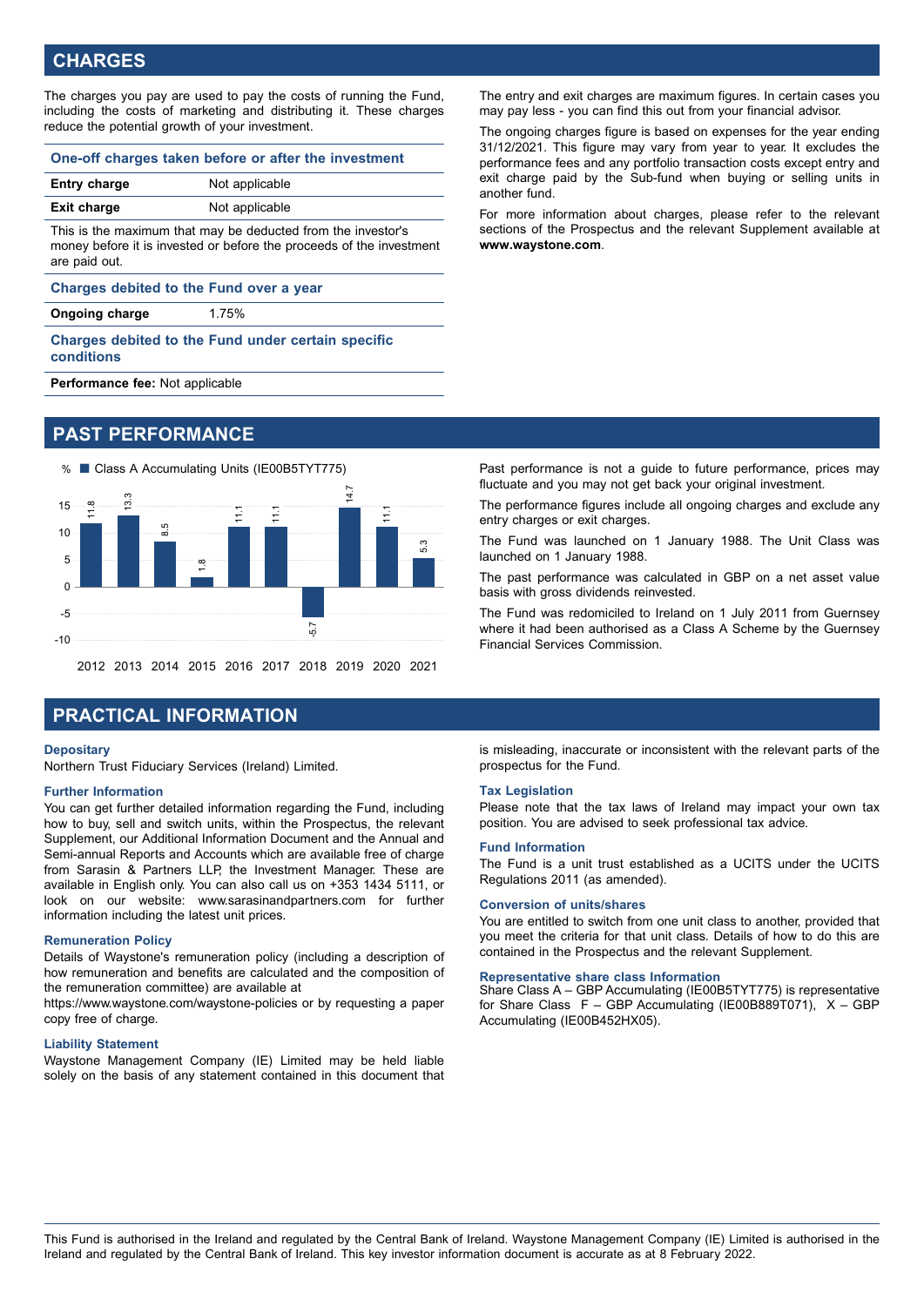## CHARGES

The charges you pay are used to pay the costs of running the Fund, including the costs of marketing and distributing it. These charges reduce the potential growth of your investment.

| One-off charges taken before or after the investment | |
|---|---|
| **Entry charge** | Not applicable |
| **Exit charge** | Not applicable |

This is the maximum that may be deducted from the investor's money before it is invested or before the proceeds of the investment are paid out.

| Charges debited to the Fund over a year | |
|---|---|
| **Ongoing charge** | 1.75% |

| Charges debited to the Fund under certain specific conditions |
|---|
| **Performance fee:** Not applicable |

The entry and exit charges are maximum figures. In certain cases you may pay less - you can find this out from your financial advisor.

The ongoing charges figure is based on expenses for the year ending 31/12/2021. This figure may vary from year to year. It excludes the performance fees and any portfolio transaction costs except entry and exit charge paid by the Sub-fund when buying or selling units in another fund.

For more information about charges, please refer to the relevant sections of the Prospectus and the relevant Supplement available at **www.waystone.com**.

## PAST PERFORMANCE

% Class A Accumulating Units (IE00B5TYT775)

15
10
5
0
-5
-10

11.8 13.3 8.5 1.8 11.1 11.1 -5.7 14.7 11.1 5.3

2012 2013 2014 2015 2016 2017 2018 2019 2020 2021

Past performance is not a guide to future performance, prices may fluctuate and you may not get back your original investment.

The performance figures include all ongoing charges and exclude any entry charges or exit charges.

The Fund was launched on 1 January 1988. The Unit Class was launched on 1 January 1988.

The past performance was calculated in GBP on a net asset value basis with gross dividends reinvested.

The Fund was redomiciled to Ireland on 1 July 2011 from Guernsey where it had been authorised as a Class A Scheme by the Guernsey Financial Services Commission.

## PRACTICAL INFORMATION

### Depositary

Northern Trust Fiduciary Services (Ireland) Limited.

### Further Information

You can get further detailed information regarding the Fund, including how to buy, sell and switch units, within the Prospectus, the relevant Supplement, our Additional Information Document and the Annual and Semi-annual Reports and Accounts which are available free of charge from Sarasin & Partners LLP, the Investment Manager. These are available in English only. You can also call us on +353 1434 5111, or look on our website: www.sarasinandpartners.com for further information including the latest unit prices.

### Remuneration Policy

Details of Waystone's remuneration policy (including a description of how remuneration and benefits are calculated and the composition of the remuneration committee) are available at https://www.waystone.com/waystone-policies or by requesting a paper copy free of charge.

### Liability Statement

Waystone Management Company (IE) Limited may be held liable solely on the basis of any statement contained in this document that is misleading, inaccurate or inconsistent with the relevant parts of the prospectus for the Fund.

### Tax Legislation

Please note that the tax laws of Ireland may impact your own tax position. You are advised to seek professional tax advice.

### Fund Information

The Fund is a unit trust established as a UCITS under the UCITS Regulations 2011 (as amended).

### Conversion of units/shares

You are entitled to switch from one unit class to another, provided that you meet the criteria for that unit class. Details of how to do this are contained in the Prospectus and the relevant Supplement.

### Representative share class Information

Share Class A – GBP Accumulating (IE00B5TYT775) is representative for Share Class F – GBP Accumulating (IE00B889T071), X – GBP Accumulating (IE00B452HX05).

This Fund is authorised in the Ireland and regulated by the Central Bank of Ireland. Waystone Management Company (IE) Limited is authorised in the Ireland and regulated by the Central Bank of Ireland. This key investor information document is accurate as at 8 February 2022.